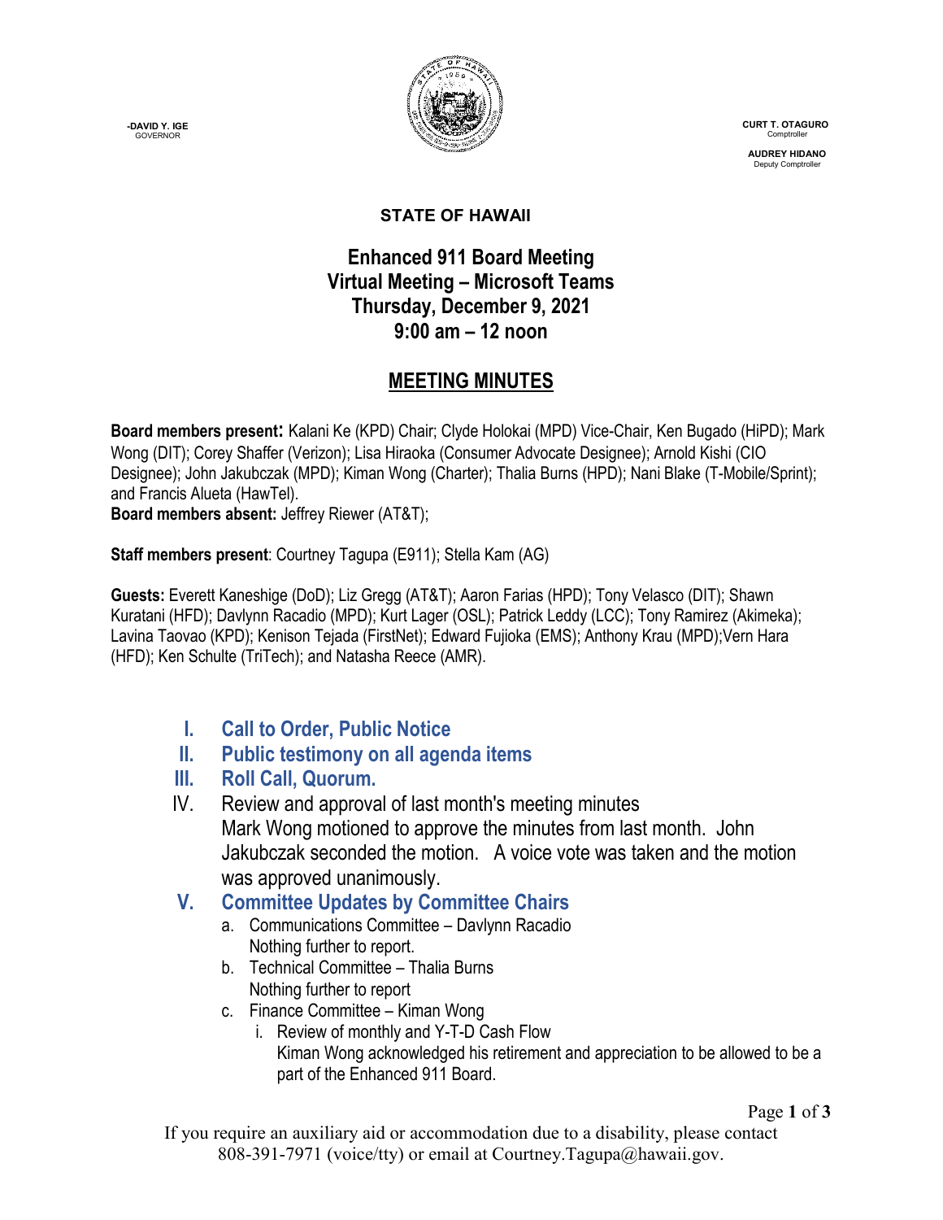-DAVID Y. IGE
GOVERNOR

CURT T. OTAGURO
Comptroller

AUDREY HIDANO
Deputy Comptroller

**STATE OF HAWAII**

# Enhanced 911 Board Meeting
# Virtual Meeting – Microsoft Teams
# Thursday, December 9, 2021
# 9:00 am – 12 noon

## MEETING MINUTES

**Board members present:** Kalani Ke (KPD) Chair; Clyde Holokai (MPD) Vice-Chair, Ken Bugado (HiPD); Mark Wong (DIT); Corey Shaffer (Verizon); Lisa Hiraoka (Consumer Advocate Designee); Arnold Kishi (CIO Designee); John Jakubczak (MPD); Kiman Wong (Charter); Thalia Burns (HPD); Nani Blake (T-Mobile/Sprint); and Francis Alueta (HawTel).
**Board members absent:** Jeffrey Riewer (AT&T);

**Staff members present**: Courtney Tagupa (E911); Stella Kam (AG)

**Guests:** Everett Kaneshige (DoD); Liz Gregg (AT&T); Aaron Farias (HPD); Tony Velasco (DIT); Shawn Kuratani (HFD); Davlynn Racadio (MPD); Kurt Lager (OSL); Patrick Leddy (LCC); Tony Ramirez (Akimeka); Lavina Taovao (KPD); Kenison Tejada (FirstNet); Edward Fujioka (EMS); Anthony Krau (MPD);Vern Hara (HFD); Ken Schulte (TriTech); and Natasha Reece (AMR).

## I. Call to Order, Public Notice

## II. Public testimony on all agenda items

## III. Roll Call, Quorum.

IV. Review and approval of last month's meeting minutes
Mark Wong motioned to approve the minutes from last month. John Jakubczak seconded the motion. A voice vote was taken and the motion was approved unanimously.

## V. Committee Updates by Committee Chairs

a. Communications Committee – Davlynn Racadio
Nothing further to report.

b. Technical Committee – Thalia Burns
Nothing further to report

c. Finance Committee – Kiman Wong

i. Review of monthly and Y-T-D Cash Flow
Kiman Wong acknowledged his retirement and appreciation to be allowed to be a part of the Enhanced 911 Board.

If you require an auxiliary aid or accommodation due to a disability, please contact 808-391-7971 (voice/tty) or email at Courtney.Tagupa@hawaii.gov.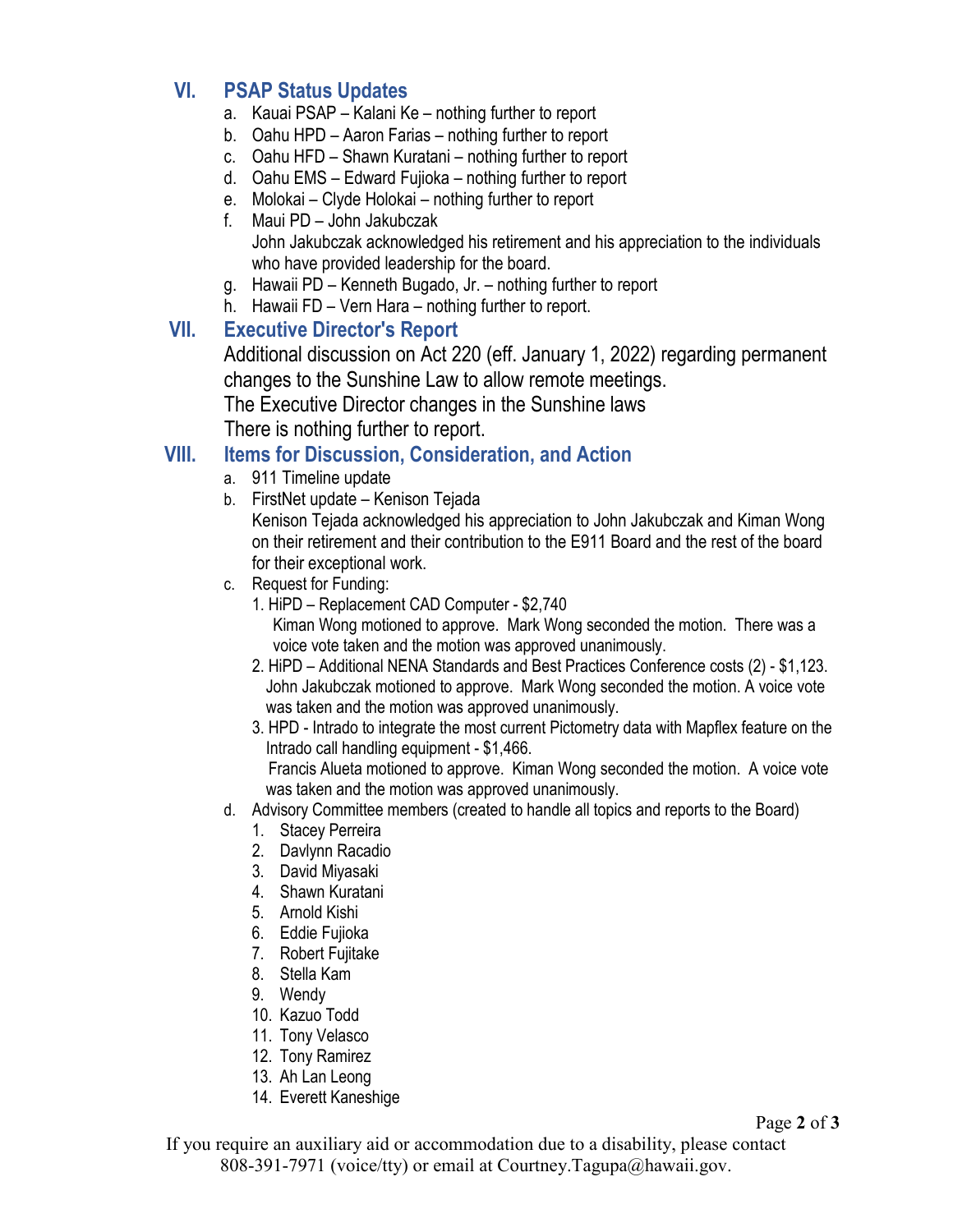## VI. PSAP Status Updates

a. Kauai PSAP – Kalani Ke – nothing further to report
b. Oahu HPD – Aaron Farias – nothing further to report
c. Oahu HFD – Shawn Kuratani – nothing further to report
d. Oahu EMS – Edward Fujioka – nothing further to report
e. Molokai – Clyde Holokai – nothing further to report
f. Maui PD – John Jakubczak
   John Jakubczak acknowledged his retirement and his appreciation to the individuals who have provided leadership for the board.
g. Hawaii PD – Kenneth Bugado, Jr. – nothing further to report
h. Hawaii FD – Vern Hara – nothing further to report.

## VII. Executive Director's Report

Additional discussion on Act 220 (eff. January 1, 2022) regarding permanent changes to the Sunshine Law to allow remote meetings.
The Executive Director changes in the Sunshine laws
There is nothing further to report.

## VIII. Items for Discussion, Consideration, and Action

a. 911 Timeline update
b. FirstNet update – Kenison Tejada
   Kenison Tejada acknowledged his appreciation to John Jakubczak and Kiman Wong on their retirement and their contribution to the E911 Board and the rest of the board for their exceptional work.
c. Request for Funding:
   1. HiPD – Replacement CAD Computer - $2,740
      Kiman Wong motioned to approve. Mark Wong seconded the motion. There was a voice vote taken and the motion was approved unanimously.
   2. HiPD – Additional NENA Standards and Best Practices Conference costs (2) - $1,123.
      John Jakubczak motioned to approve. Mark Wong seconded the motion. A voice vote was taken and the motion was approved unanimously.
   3. HPD - Intrado to integrate the most current Pictometry data with Mapflex feature on the Intrado call handling equipment - $1,466.
      Francis Alueta motioned to approve. Kiman Wong seconded the motion. A voice vote was taken and the motion was approved unanimously.
d. Advisory Committee members (created to handle all topics and reports to the Board)
   1. Stacey Perreira
   2. Davlynn Racadio
   3. David Miyasaki
   4. Shawn Kuratani
   5. Arnold Kishi
   6. Eddie Fujioka
   7. Robert Fujitake
   8. Stella Kam
   9. Wendy
   10. Kazuo Todd
   11. Tony Velasco
   12. Tony Ramirez
   13. Ah Lan Leong
   14. Everett Kaneshige

If you require an auxiliary aid or accommodation due to a disability, please contact 808-391-7971 (voice/tty) or email at Courtney.Tagupa@hawaii.gov.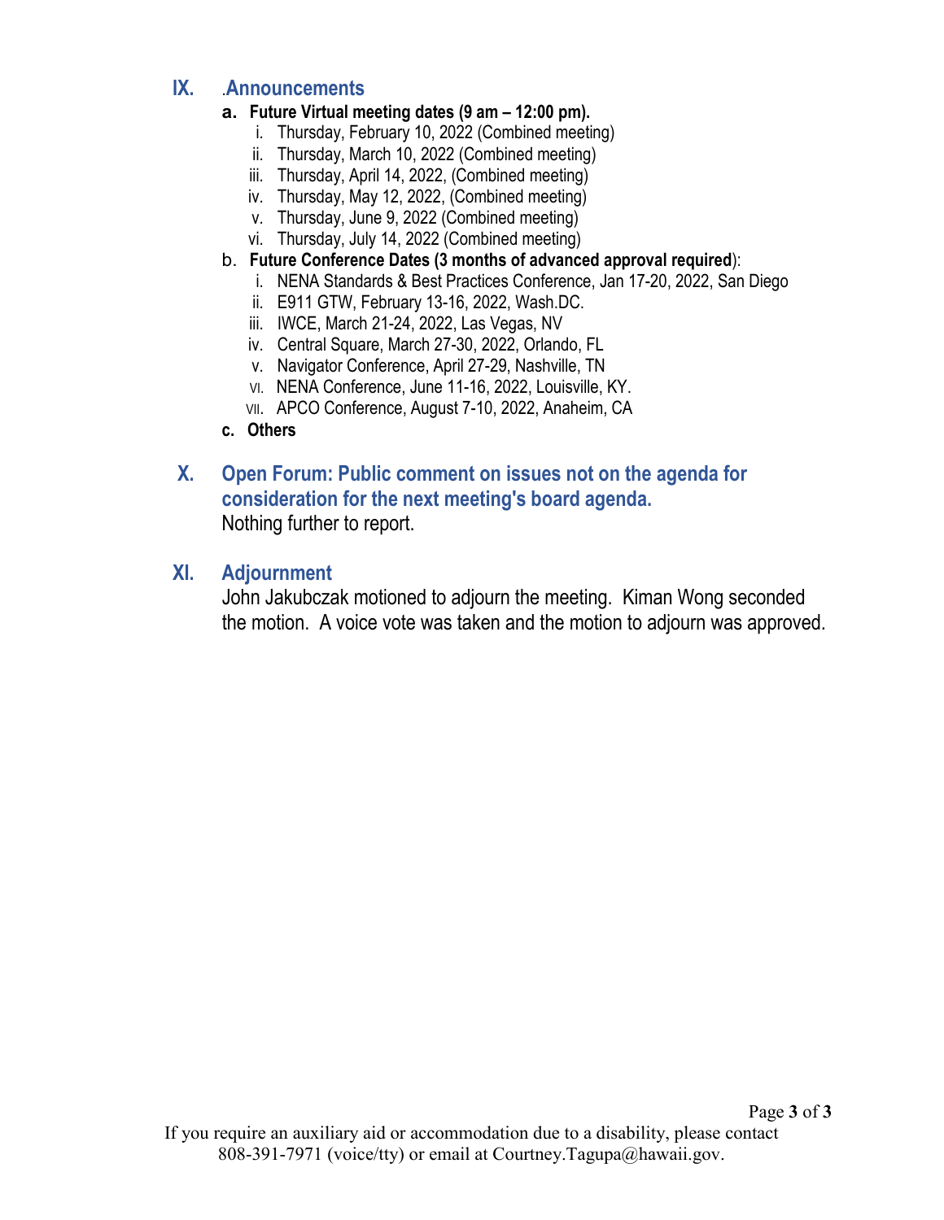## IX. .Announcements

a. **Future Virtual meeting dates (9 am – 12:00 pm).**

  i. Thursday, February 10, 2022 (Combined meeting)
  ii. Thursday, March 10, 2022 (Combined meeting)
  iii. Thursday, April 14, 2022, (Combined meeting)
  iv. Thursday, May 12, 2022, (Combined meeting)
  v. Thursday, June 9, 2022 (Combined meeting)
  vi. Thursday, July 14, 2022 (Combined meeting)

b. **Future Conference Dates (3 months of advanced approval required**):

  i. NENA Standards & Best Practices Conference, Jan 17-20, 2022, San Diego
  ii. E911 GTW, February 13-16, 2022, Wash.DC.
  iii. IWCE, March 21-24, 2022, Las Vegas, NV
  iv. Central Square, March 27-30, 2022, Orlando, FL
  v. Navigator Conference, April 27-29, Nashville, TN
  vi. NENA Conference, June 11-16, 2022, Louisville, KY.
  vii. APCO Conference, August 7-10, 2022, Anaheim, CA

c. **Others**

## X. Open Forum: Public comment on issues not on the agenda for consideration for the next meeting's board agenda.

Nothing further to report.

## XI. Adjournment

John Jakubczak motioned to adjourn the meeting. Kiman Wong seconded the motion. A voice vote was taken and the motion to adjourn was approved.

If you require an auxiliary aid or accommodation due to a disability, please contact 808-391-7971 (voice/tty) or email at Courtney.Tagupa@hawaii.gov.